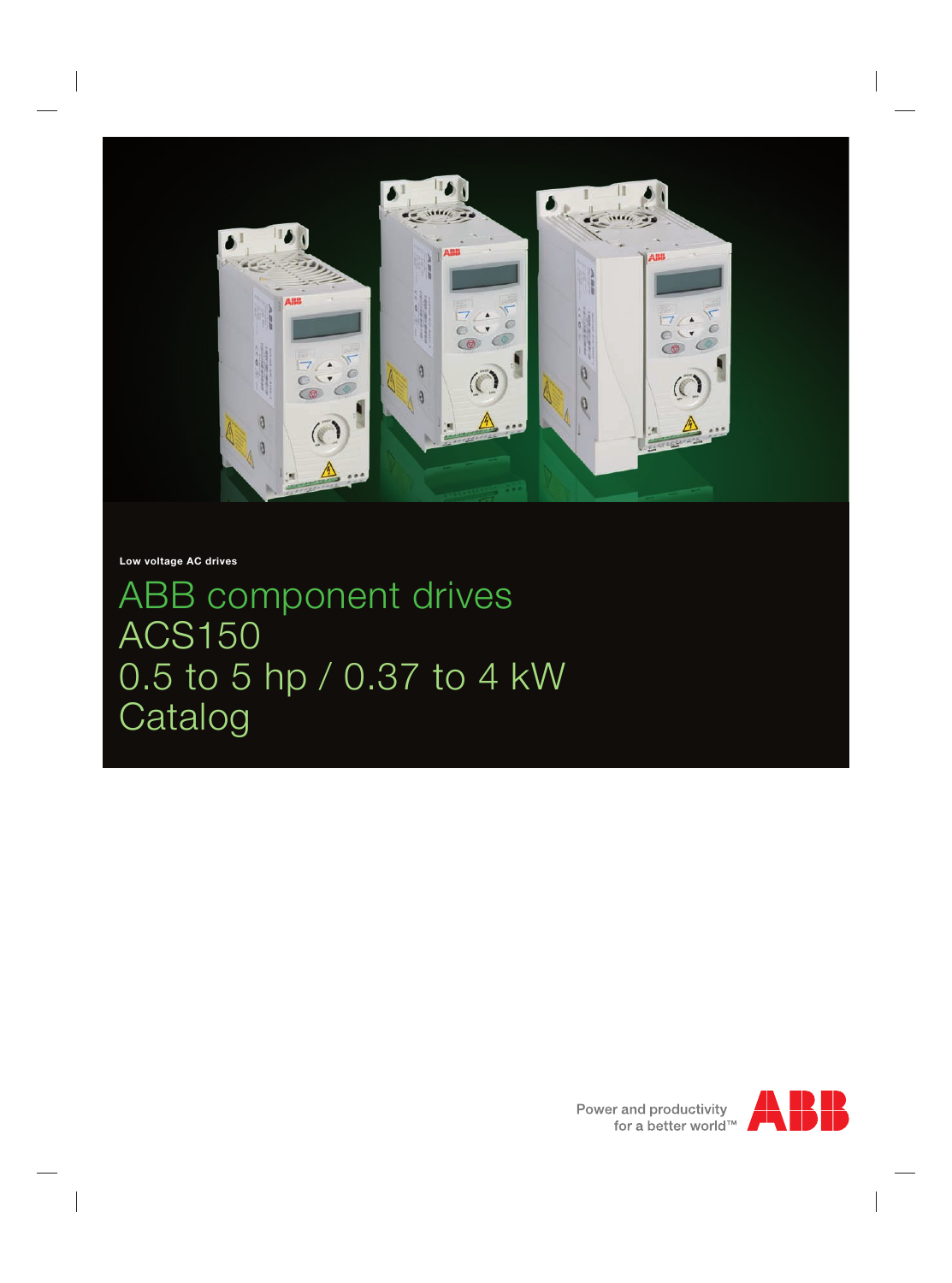Low voltage AC drives

# ABB component drives ACS150 0.5 to 5 hp / 0.37 to 4 kW Catalog

Power and productivity for a better world™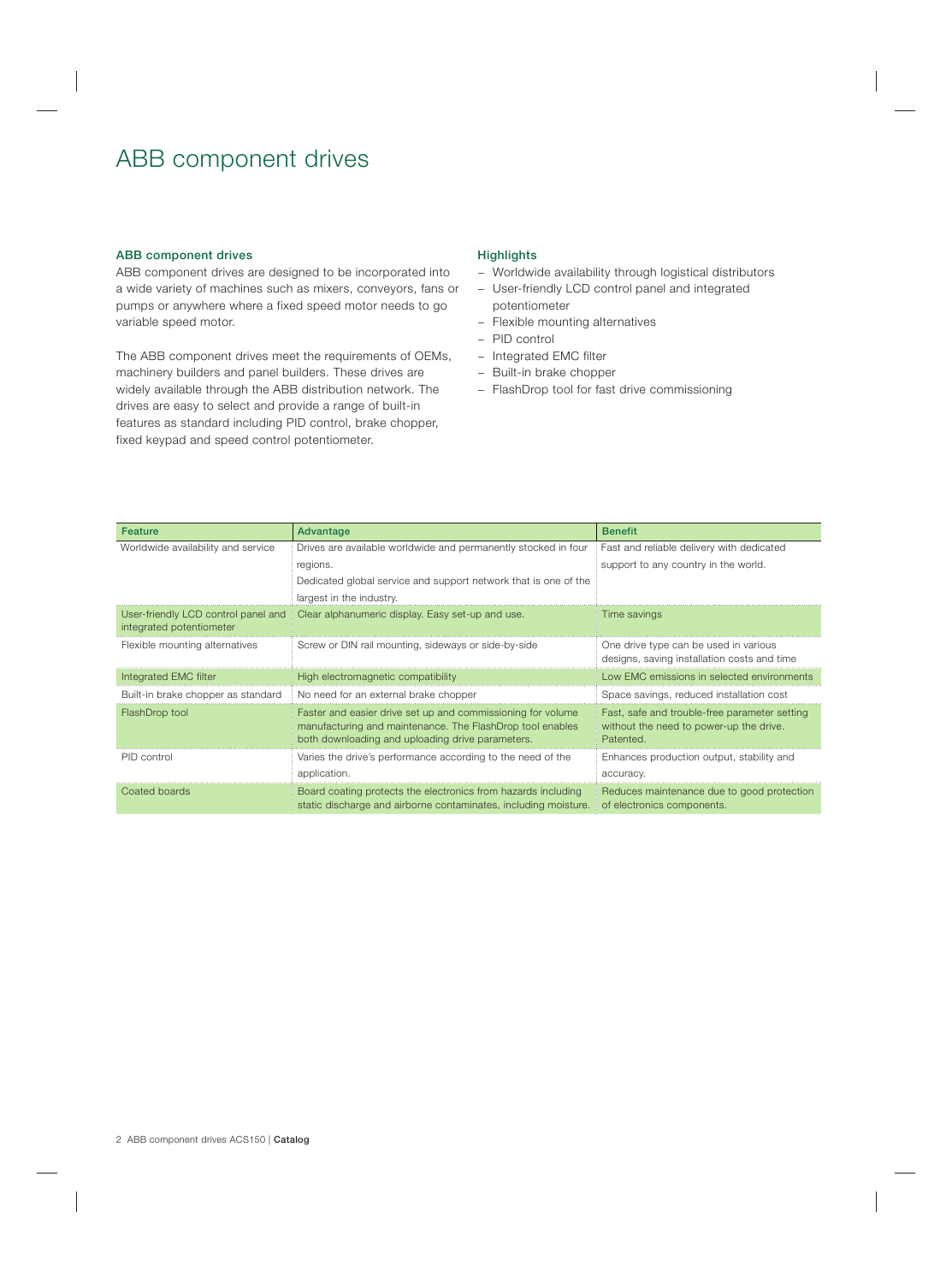# ABB component drives

## ABB component drives

ABB component drives are designed to be incorporated into a wide variety of machines such as mixers, conveyors, fans or pumps or anywhere where a fixed speed motor needs to go variable speed motor.

The ABB component drives meet the requirements of OEMs, machinery builders and panel builders. These drives are widely available through the ABB distribution network. The drives are easy to select and provide a range of built-in features as standard including PID control, brake chopper, fixed keypad and speed control potentiometer.

## Highlights

- Worldwide availability through logistical distributors
- User-friendly LCD control panel and integrated potentiometer
- Flexible mounting alternatives
- PID control
- Integrated EMC filter
- Built-in brake chopper
- FlashDrop tool for fast drive commissioning

| Feature | Advantage | Benefit |
|---|---|---|
| Worldwide availability and service | Drives are available worldwide and permanently stocked in four regions. Dedicated global service and support network that is one of the largest in the industry. | Fast and reliable delivery with dedicated support to any country in the world. |
| User-friendly LCD control panel and integrated potentiometer | Clear alphanumeric display. Easy set-up and use. | Time savings |
| Flexible mounting alternatives | Screw or DIN rail mounting, sideways or side-by-side | One drive type can be used in various designs, saving installation costs and time |
| Integrated EMC filter | High electromagnetic compatibility | Low EMC emissions in selected environments |
| Built-in brake chopper as standard | No need for an external brake chopper | Space savings, reduced installation cost |
| FlashDrop tool | Faster and easier drive set up and commissioning for volume manufacturing and maintenance. The FlashDrop tool enables both downloading and uploading drive parameters. | Fast, safe and trouble-free parameter setting without the need to power-up the drive. Patented. |
| PID control | Varies the drive's performance according to the need of the application. | Enhances production output, stability and accuracy. |
| Coated boards | Board coating protects the electronics from hazards including static discharge and airborne contaminates, including moisture. | Reduces maintenance due to good protection of electronics components. |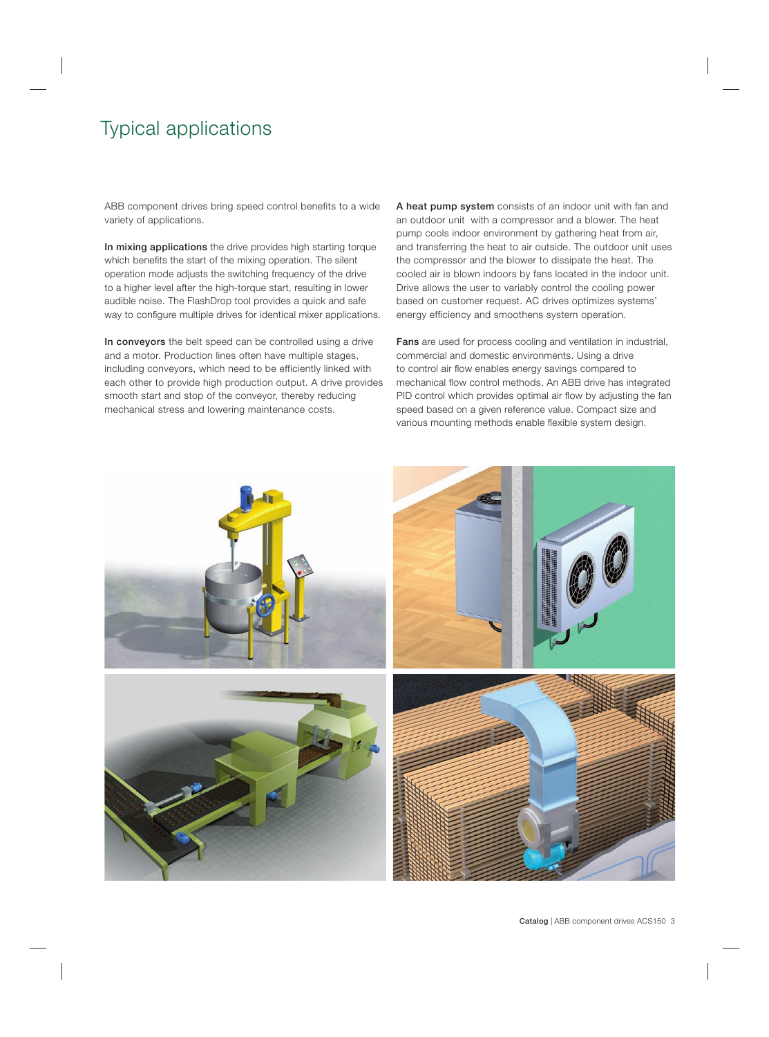# Typical applications

ABB component drives bring speed control benefits to a wide variety of applications.

**In mixing applications** the drive provides high starting torque which benefits the start of the mixing operation. The silent operation mode adjusts the switching frequency of the drive to a higher level after the high-torque start, resulting in lower audible noise. The FlashDrop tool provides a quick and safe way to configure multiple drives for identical mixer applications.

**In conveyors** the belt speed can be controlled using a drive and a motor. Production lines often have multiple stages, including conveyors, which need to be efficiently linked with each other to provide high production output. A drive provides smooth start and stop of the conveyor, thereby reducing mechanical stress and lowering maintenance costs.

**A heat pump system** consists of an indoor unit with fan and an outdoor unit  with a compressor and a blower. The heat pump cools indoor environment by gathering heat from air, and transferring the heat to air outside. The outdoor unit uses the compressor and the blower to dissipate the heat. The cooled air is blown indoors by fans located in the indoor unit. Drive allows the user to variably control the cooling power based on customer request. AC drives optimizes systems' energy efficiency and smoothens system operation.

**Fans** are used for process cooling and ventilation in industrial, commercial and domestic environments. Using a drive to control air flow enables energy savings compared to mechanical flow control methods. An ABB drive has integrated PID control which provides optimal air flow by adjusting the fan speed based on a given reference value. Compact size and various mounting methods enable flexible system design.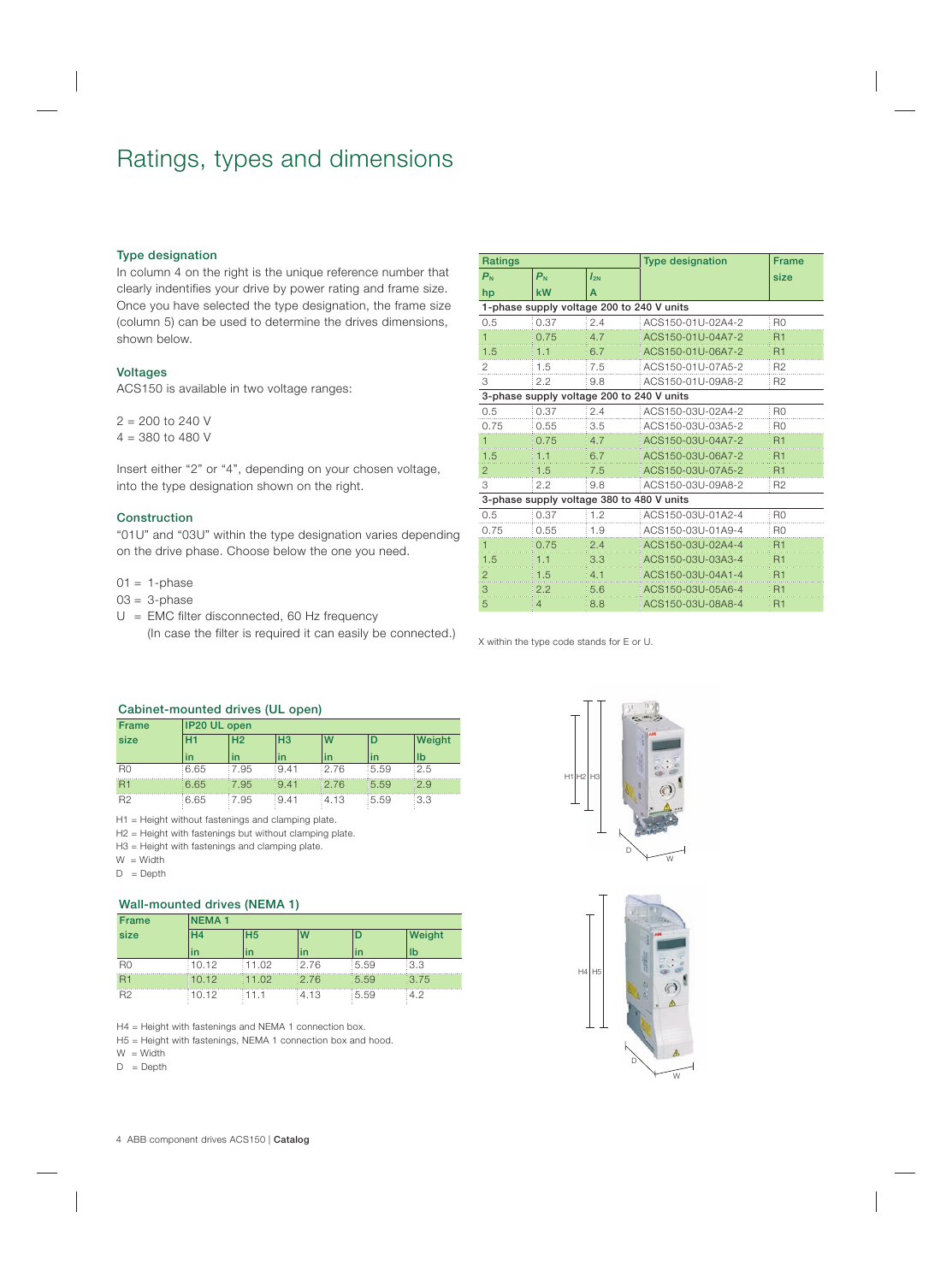# Ratings, types and dimensions

### Type designation

In column 4 on the right is the unique reference number that clearly indentifies your drive by power rating and frame size. Once you have selected the type designation, the frame size (column 5) can be used to determine the drives dimensions, shown below.

### Voltages

ACS150 is available in two voltage ranges:

2 = 200 to 240 V
4 = 380 to 480 V

Insert either "2" or "4", depending on your chosen voltage, into the type designation shown on the right.

### Construction

"01U" and "03U" within the type designation varies depending on the drive phase. Choose below the one you need.

01 = 1-phase
03 = 3-phase
U = EMC filter disconnected, 60 Hz frequency
(In case the filter is required it can easily be connected.)

| Ratings | | | Type designation | Frame size |
|---|---|---|---|---|
| $P_N$ hp | $P_N$ kW | $I_{2N}$ A | | |
| **1-phase supply voltage 200 to 240 V units** | | | | |
| 0.5 | 0.37 | 2.4 | ACS150-01U-02A4-2 | R0 |
| 1 | 0.75 | 4.7 | ACS150-01U-04A7-2 | R1 |
| 1.5 | 1.1 | 6.7 | ACS150-01U-06A7-2 | R1 |
| 2 | 1.5 | 7.5 | ACS150-01U-07A5-2 | R2 |
| 3 | 2.2 | 9.8 | ACS150-01U-09A8-2 | R2 |
| **3-phase supply voltage 200 to 240 V units** | | | | |
| 0.5 | 0.37 | 2.4 | ACS150-03U-02A4-2 | R0 |
| 0.75 | 0.55 | 3.5 | ACS150-03U-03A5-2 | R0 |
| 1 | 0.75 | 4.7 | ACS150-03U-04A7-2 | R1 |
| 1.5 | 1.1 | 6.7 | ACS150-03U-06A7-2 | R1 |
| 2 | 1.5 | 7.5 | ACS150-03U-07A5-2 | R1 |
| 3 | 2.2 | 9.8 | ACS150-03U-09A8-2 | R2 |
| **3-phase supply voltage 380 to 480 V units** | | | | |
| 0.5 | 0.37 | 1.2 | ACS150-03U-01A2-4 | R0 |
| 0.75 | 0.55 | 1.9 | ACS150-03U-01A9-4 | R0 |
| 1 | 0.75 | 2.4 | ACS150-03U-02A4-4 | R1 |
| 1.5 | 1.1 | 3.3 | ACS150-03U-03A3-4 | R1 |
| 2 | 1.5 | 4.1 | ACS150-03U-04A1-4 | R1 |
| 3 | 2.2 | 5.6 | ACS150-03U-05A6-4 | R1 |
| 5 | 4 | 8.8 | ACS150-03U-08A8-4 | R1 |

X within the type code stands for E or U.

### Cabinet-mounted drives (UL open)

| Frame size | IP20 UL open | | | | | |
|---|---|---|---|---|---|---|
| | H1 in | H2 in | H3 in | W in | D in | Weight lb |
| R0 | 6.65 | 7.95 | 9.41 | 2.76 | 5.59 | 2.5 |
| R1 | 6.65 | 7.95 | 9.41 | 2.76 | 5.59 | 2.9 |
| R2 | 6.65 | 7.95 | 9.41 | 4.13 | 5.59 | 3.3 |

H1 = Height without fastenings and clamping plate.
H2 = Height with fastenings but without clamping plate.
H3 = Height with fastenings and clamping plate.
W = Width
D = Depth

### Wall-mounted drives (NEMA 1)

| Frame size | NEMA 1 | | | | |
|---|---|---|---|---|---|
| | H4 in | H5 in | W in | D in | Weight lb |
| R0 | 10.12 | 11.02 | 2.76 | 5.59 | 3.3 |
| R1 | 10.12 | 11.02 | 2.76 | 5.59 | 3.75 |
| R2 | 10.12 | 11.1 | 4.13 | 5.59 | 4.2 |

H4 = Height with fastenings and NEMA 1 connection box.
H5 = Height with fastenings, NEMA 1 connection box and hood.
W = Width
D = Depth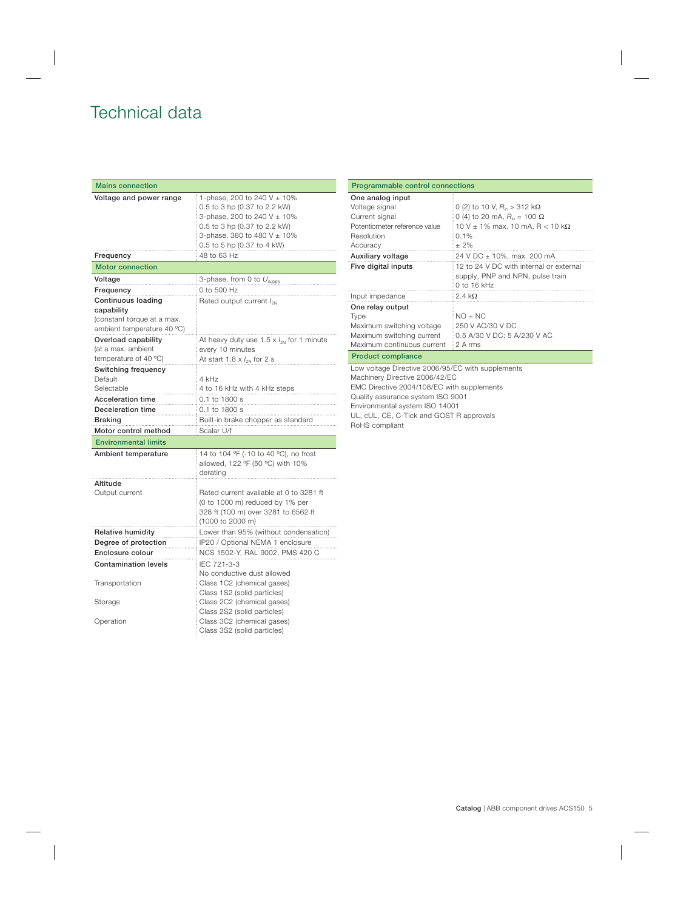# Technical data

| Mains connection | |
|---|---|
| **Voltage and power range** | 1-phase, 200 to 240 V ± 10%<br>0.5 to 3 hp (0.37 to 2.2 kW)<br>3-phase, 200 to 240 V ± 10%<br>0.5 to 3 hp (0.37 to 2.2 kW)<br>3-phase, 380 to 480 V ± 10%<br>0.5 to 5 hp (0.37 to 4 kW) |
| **Frequency** | 48 to 63 Hz |
| **Motor connection** | |
| **Voltage** | 3-phase, from 0 to $U_{supply}$ |
| **Frequency** | 0 to 500 Hz |
| **Continuous loading capability**<br>(constant torque at a max. ambient temperature 40 °C) | Rated output current $I_{2N}$ |
| **Overload capability**<br>(at a max. ambient temperature of 40 °C) | At heavy duty use 1.5 x $I_{2N}$ for 1 minute every 10 minutes<br>At start 1.8 x $I_{2N}$ for 2 s |
| **Switching frequency**<br>Default<br>Selectable | <br>4 kHz<br>4 to 16 kHz with 4 kHz steps |
| **Acceleration time** | 0.1 to 1800 s |
| **Deceleration time** | 0.1 to 1800 s |
| **Braking** | Built-in brake chopper as standard |
| **Motor control method** | Scalar U/f |
| **Environmental limits** | |
| **Ambient temperature** | 14 to 104 °F (-10 to 40 °C), no frost allowed, 122 °F (50 °C) with 10% derating |
| **Altitude**<br>Output current | <br>Rated current available at 0 to 3281 ft (0 to 1000 m) reduced by 1% per 328 ft (100 m) over 3281 to 6562 ft (1000 to 2000 m) |
| **Relative humidity** | Lower than 95% (without condensation) |
| **Degree of protection** | IP20 / Optional NEMA 1 enclosure |
| **Enclosure colour** | NCS 1502-Y, RAL 9002, PMS 420 C |
| **Contamination levels** | IEC 721-3-3<br>No conductive dust allowed |
| Transportation | Class 1C2 (chemical gases)<br>Class 1S2 (solid particles) |
| Storage | Class 2C2 (chemical gases)<br>Class 2S2 (solid particles) |
| Operation | Class 3C2 (chemical gases)<br>Class 3S2 (solid particles) |

| Programmable control connections | |
|---|---|
| **One analog input** | |
| Voltage signal | 0 (2) to 10 V, $R_{in}$ > 312 kΩ |
| Current signal | 0 (4) to 20 mA, $R_{in}$ = 100 Ω |
| Potentiometer reference value | 10 V ± 1% max. 10 mA, R < 10 kΩ |
| Resolution | 0.1% |
| Accuracy | ± 2% |
| **Auxiliary voltage** | 24 V DC ± 10%, max. 200 mA |
| **Five digital inputs** | 12 to 24 V DC with internal or external supply, PNP and NPN, pulse train 0 to 16 kHz |
| Input impedance | 2.4 kΩ |
| **One relay output** | |
| Type | NO + NC |
| Maximum switching voltage | 250 V AC/30 V DC |
| Maximum switching current | 0.5 A/30 V DC; 5 A/230 V AC |
| Maximum continuous current | 2 A rms |

**Product compliance**

Low voltage Directive 2006/95/EC with supplements
Machinery Directive 2006/42/EC
EMC Directive 2004/108/EC with supplements
Quality assurance system ISO 9001
Environmental system ISO 14001
UL, cUL, CE, C-Tick and GOST R approvals
RoHS compliant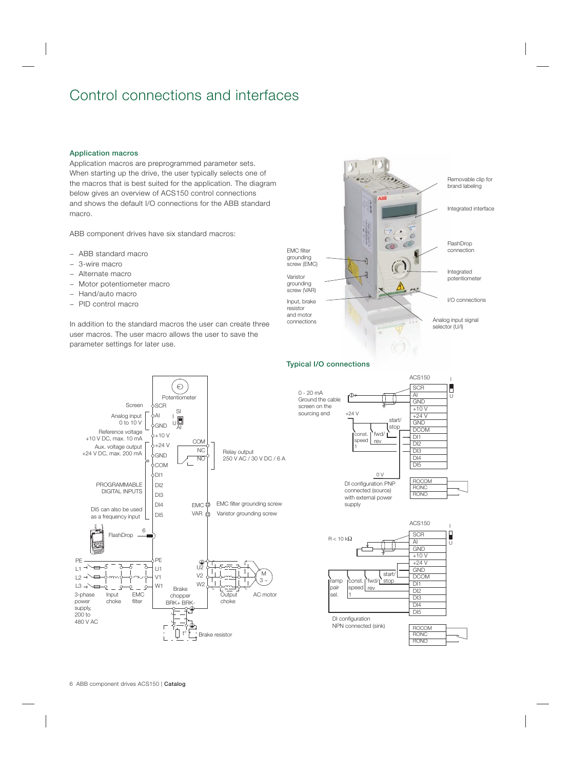# Control connections and interfaces

### Application macros

Application macros are preprogrammed parameter sets. When starting up the drive, the user typically selects one of the macros that is best suited for the application. The diagram below gives an overview of ACS150 control connections and shows the default I/O connections for the ABB standard macro.

ABB component drives have six standard macros:

- ABB standard macro
- 3-wire macro
- Alternate macro
- Motor potentiometer macro
- Hand/auto macro
- PID control macro

In addition to the standard macros the user can create three user macros. The user macro allows the user to save the parameter settings for later use.

Removable clip for brand labeling

Integrated interface

FlashDrop connection

Integrated potentiometer

I/O connections

Analog input signal selector (U/I)

EMC filter grounding screw (EMC)

Varistor grounding screw (VAR)

Input, brake resistor and motor connections

### Typical I/O connections

Potentiometer

Screen — SCR

Analog input 0 to 10 V — AI, GND (SI, U, AI)

Reference voltage +10 V DC, max. 10 mA — +10 V

Aux. voltage output +24 V DC, max. 200 mA — +24 V, GND

COM

PROGRAMMABLE DIGITAL INPUTS — DI1, DI2, DI3, DI4, DI5

DI5 can also be used as a frequency input

Relay output 250 V AC / 30 V DC / 6 A — COM, NC, NO

EMC — EMC filter grounding screw

VAR — Varistor grounding screw

FlashDrop — 6

PE, L1, L2, L3 — 3-phase power supply, 200 to 480 V AC

Input choke — EMC filter

PE, U1, V1, W1

U2, V2, W2 — Output choke — AC motor (M 3 ~)

Brake chopper BRK+ BRK-

Brake resistor

ACS150 (I / U)

0 - 20 mA Ground the cable screen on the sourcing end

+24 V

const. speed 1 — fwd/rev — start/stop

0 V

DI configuration PNP connected (source) with external power supply

| ACS150 |
|---|
| SCR |
| AI |
| GND |
| +10 V |
| +24 V |
| GND |
| DCOM |
| DI1 |
| DI2 |
| DI3 |
| DI4 |
| DI5 |
| ROCOM |
| RONC |
| RONO |

ACS150 (I / U)

R < 10 kΩ

ramp pair sel. — const. speed 1 — fwd/rev — start/stop

DI configuration NPN connected (sink)

| ACS150 |
|---|
| SCR |
| AI |
| GND |
| +10 V |
| +24 V |
| GND |
| DCOM |
| DI1 |
| DI2 |
| DI3 |
| DI4 |
| DI5 |
| ROCOM |
| RONC |
| RONO |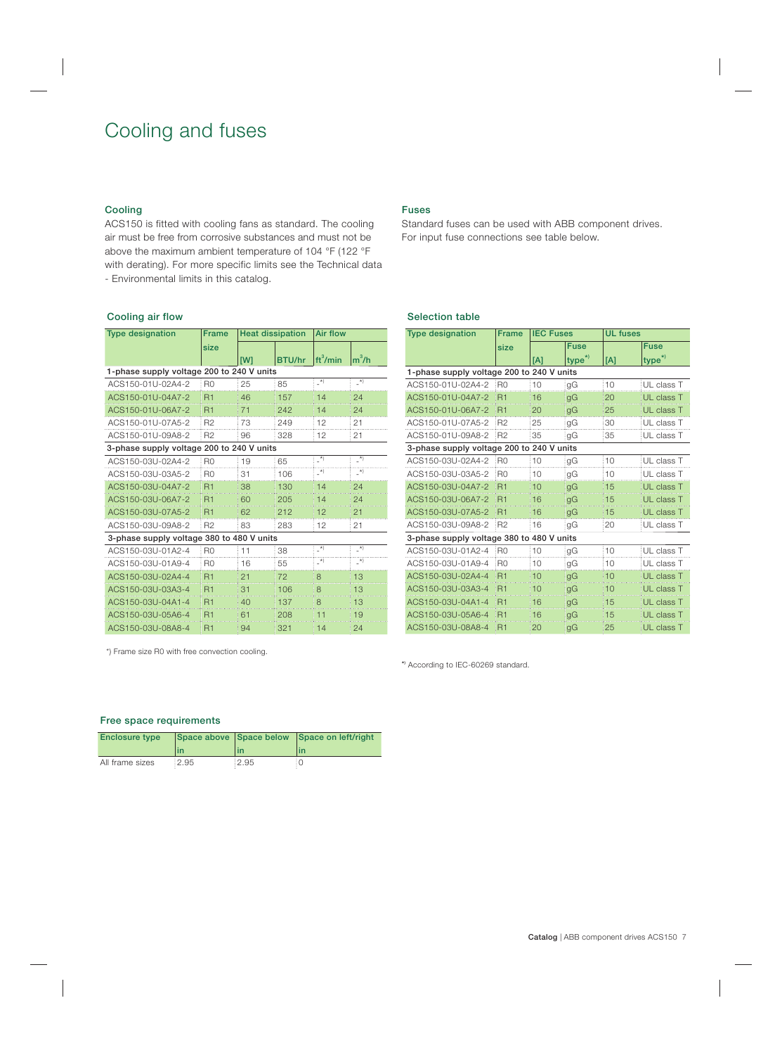# Cooling and fuses

## Cooling

ACS150 is fitted with cooling fans as standard. The cooling air must be free from corrosive substances and must not be above the maximum ambient temperature of 104 °F (122 °F with derating). For more specific limits see the Technical data - Environmental limits in this catalog.

### Cooling air flow

| Type designation | Frame size | Heat dissipation | | Air flow | |
|---|---|---|---|---|---|
| | | [W] | BTU/hr | $ft^3/min$ | $m^3/h$ |
| **1-phase supply voltage 200 to 240 V units** | | | | | |
| ACS150-01U-02A4-2 | R0 | 25 | 85 | -*) | -*) |
| ACS150-01U-04A7-2 | R1 | 46 | 157 | 14 | 24 |
| ACS150-01U-06A7-2 | R1 | 71 | 242 | 14 | 24 |
| ACS150-01U-07A5-2 | R2 | 73 | 249 | 12 | 21 |
| ACS150-01U-09A8-2 | R2 | 96 | 328 | 12 | 21 |
| **3-phase supply voltage 200 to 240 V units** | | | | | |
| ACS150-03U-02A4-2 | R0 | 19 | 65 | -*) | -*) |
| ACS150-03U-03A5-2 | R0 | 31 | 106 | -*) | -*) |
| ACS150-03U-04A7-2 | R1 | 38 | 130 | 14 | 24 |
| ACS150-03U-06A7-2 | R1 | 60 | 205 | 14 | 24 |
| ACS150-03U-07A5-2 | R1 | 62 | 212 | 12 | 21 |
| ACS150-03U-09A8-2 | R2 | 83 | 283 | 12 | 21 |
| **3-phase supply voltage 380 to 480 V units** | | | | | |
| ACS150-03U-01A2-4 | R0 | 11 | 38 | -*) | -*) |
| ACS150-03U-01A9-4 | R0 | 16 | 55 | -*) | -*) |
| ACS150-03U-02A4-4 | R1 | 21 | 72 | 8 | 13 |
| ACS150-03U-03A3-4 | R1 | 31 | 106 | 8 | 13 |
| ACS150-03U-04A1-4 | R1 | 40 | 137 | 8 | 13 |
| ACS150-03U-05A6-4 | R1 | 61 | 208 | 11 | 19 |
| ACS150-03U-08A8-4 | R1 | 94 | 321 | 14 | 24 |

*) Frame size R0 with free convection cooling.

## Fuses

Standard fuses can be used with ABB component drives. For input fuse connections see table below.

### Selection table

| Type designation | Frame size | IEC Fuses | | UL fuses | |
|---|---|---|---|---|---|
| | | [A] | Fuse type*) | [A] | Fuse type*) |
| **1-phase supply voltage 200 to 240 V units** | | | | | |
| ACS150-01U-02A4-2 | R0 | 10 | gG | 10 | UL class T |
| ACS150-01U-04A7-2 | R1 | 16 | gG | 20 | UL class T |
| ACS150-01U-06A7-2 | R1 | 20 | gG | 25 | UL class T |
| ACS150-01U-07A5-2 | R2 | 25 | gG | 30 | UL class T |
| ACS150-01U-09A8-2 | R2 | 35 | gG | 35 | UL class T |
| **3-phase supply voltage 200 to 240 V units** | | | | | |
| ACS150-03U-02A4-2 | R0 | 10 | gG | 10 | UL class T |
| ACS150-03U-03A5-2 | R0 | 10 | gG | 10 | UL class T |
| ACS150-03U-04A7-2 | R1 | 10 | gG | 15 | UL class T |
| ACS150-03U-06A7-2 | R1 | 16 | gG | 15 | UL class T |
| ACS150-03U-07A5-2 | R1 | 16 | gG | 15 | UL class T |
| ACS150-03U-09A8-2 | R2 | 16 | gG | 20 | UL class T |
| **3-phase supply voltage 380 to 480 V units** | | | | | |
| ACS150-03U-01A2-4 | R0 | 10 | gG | 10 | UL class T |
| ACS150-03U-01A9-4 | R0 | 10 | gG | 10 | UL class T |
| ACS150-03U-02A4-4 | R1 | 10 | gG | 10 | UL class T |
| ACS150-03U-03A3-4 | R1 | 10 | gG | 10 | UL class T |
| ACS150-03U-04A1-4 | R1 | 16 | gG | 15 | UL class T |
| ACS150-03U-05A6-4 | R1 | 16 | gG | 15 | UL class T |
| ACS150-03U-08A8-4 | R1 | 20 | gG | 25 | UL class T |

*) According to IEC-60269 standard.

### Free space requirements

| Enclosure type | Space above | Space below | Space on left/right |
|---|---|---|---|
| | in | in | in |
| All frame sizes | 2.95 | 2.95 | 0 |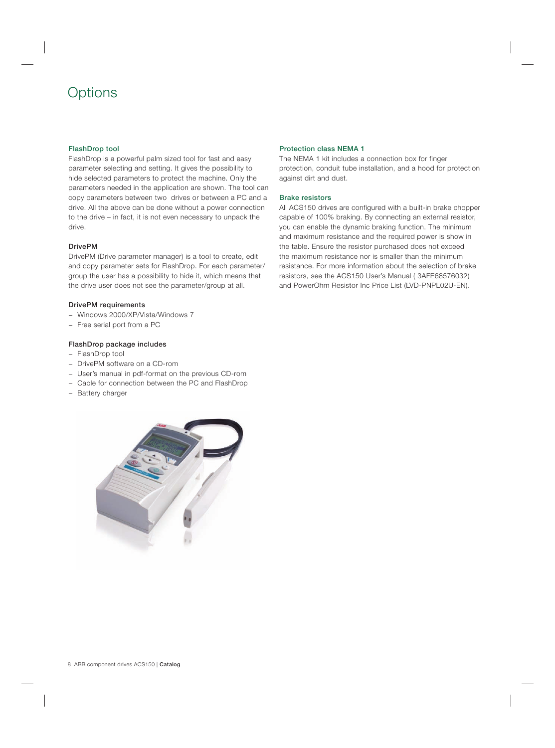# Options

### FlashDrop tool

FlashDrop is a powerful palm sized tool for fast and easy parameter selecting and setting. It gives the possibility to hide selected parameters to protect the machine. Only the parameters needed in the application are shown. The tool can copy parameters between two drives or between a PC and a drive. All the above can be done without a power connection to the drive – in fact, it is not even necessary to unpack the drive.

#### DrivePM

DrivePM (Drive parameter manager) is a tool to create, edit and copy parameter sets for FlashDrop. For each parameter/group the user has a possibility to hide it, which means that the drive user does not see the parameter/group at all.

#### DrivePM requirements

- Windows 2000/XP/Vista/Windows 7
- Free serial port from a PC

#### FlashDrop package includes

- FlashDrop tool
- DrivePM software on a CD-rom
- User's manual in pdf-format on the previous CD-rom
- Cable for connection between the PC and FlashDrop
- Battery charger

### Protection class NEMA 1

The NEMA 1 kit includes a connection box for finger protection, conduit tube installation, and a hood for protection against dirt and dust.

### Brake resistors

All ACS150 drives are configured with a built-in brake chopper capable of 100% braking. By connecting an external resistor, you can enable the dynamic braking function. The minimum and maximum resistance and the required power is show in the table. Ensure the resistor purchased does not exceed the maximum resistance nor is smaller than the minimum resistance. For more information about the selection of brake resistors, see the ACS150 User's Manual ( 3AFE68576032) and PowerOhm Resistor Inc Price List (LVD-PNPL02U-EN).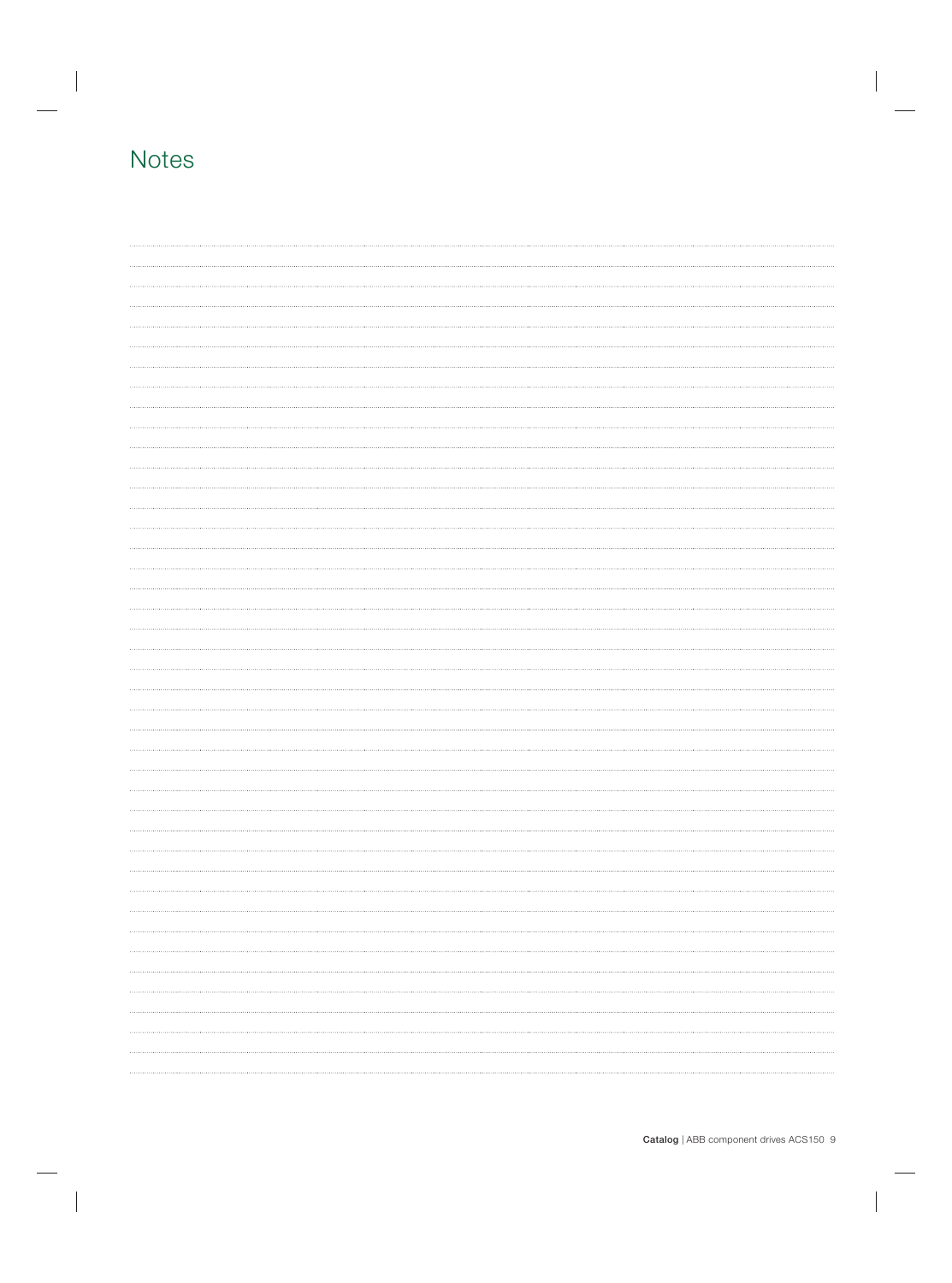# Notes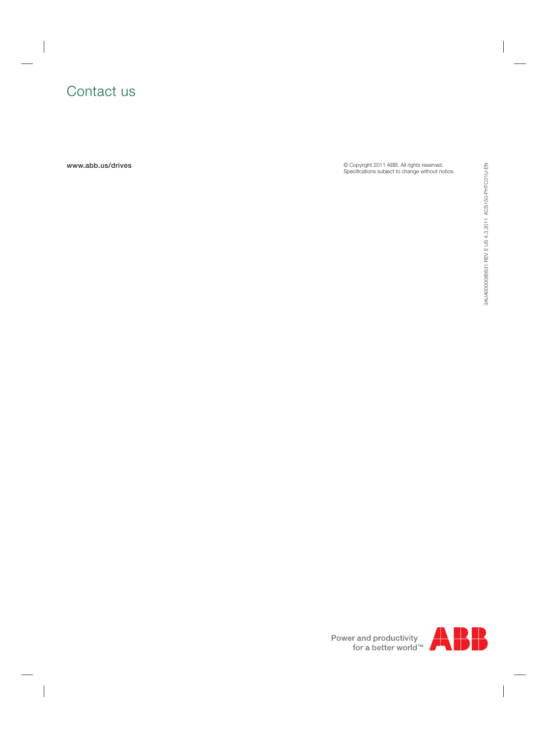# Contact us

www.abb.us/drives

© Copyright 2011 ABB. All rights reserved.
Specifications subject to change without notice.

3AUA0000085631 REV E US 4.3.2011 ACS150-PHTC01U-EN

Power and productivity
for a better world™